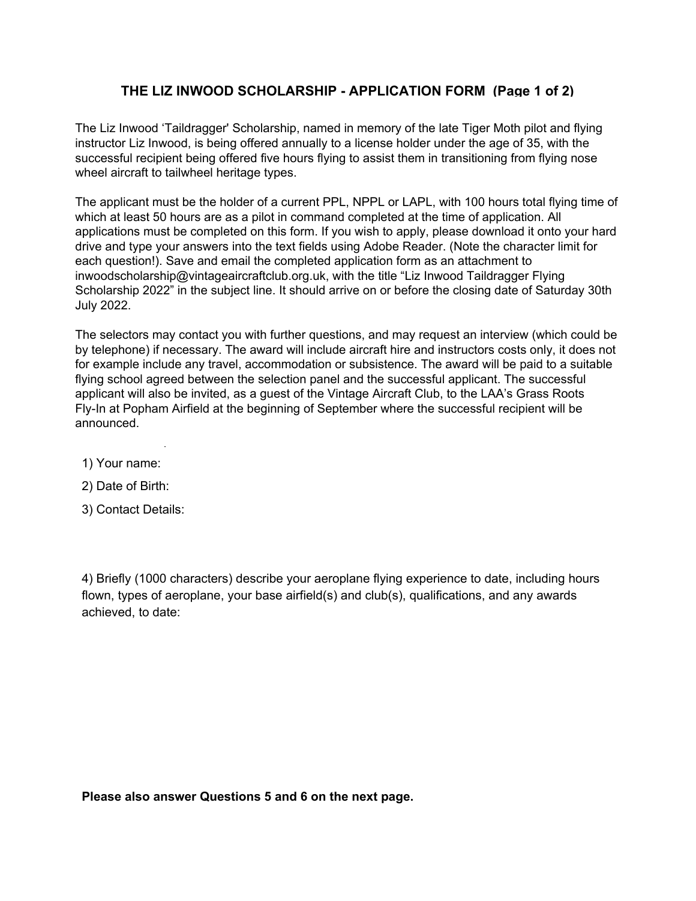# THE LIZ INWOOD SCHOLARSHIP - APPLICATION FORM (Page 1 of 2)

The Liz Inwood 'Taildragger' Scholarship, named in memory of the late Tiger Moth pilot and flying instructor Liz Inwood, is being offered annually to a license holder under the age of 35, with the successful recipient being offered five hours flying to assist them in transitioning from flying nose wheel aircraft to tailwheel heritage types.

The applicant must be the holder of a current PPL, NPPL or LAPL, with 100 hours total flying time of which at least 50 hours are as a pilot in command completed at the time of application. All applications must be completed on this form. If you wish to apply, please download it onto your hard drive and type your answers into the text fields using Adobe Reader. (Note the character limit for each question!). Save and email the completed application form as an attachment to inwoodscholarship@vintageaircraftclub.org.uk, with the title "Liz Inwood Taildragger Flying Scholarship 2022" in the subject line. It should arrive on or before the closing date of Saturday 30th July 2022.

The selectors may contact you with further questions, and may request an interview (which could be by telephone) if necessary. The award will include aircraft hire and instructors costs only, it does not for example include any travel, accommodation or subsistence. The award will be paid to a suitable flying school agreed between the selection panel and the successful applicant. The successful applicant will also be invited, as a guest of the Vintage Aircraft Club, to the LAA's Grass Roots Fly-In at Popham Airfield at the beginning of September where the successful recipient will be announced.

1) Your name:

2) Date of Birth:

3) Contact Details:

4) Briefly (1000 characters) describe your aeroplane flying experience to date, including hours flown, types of aeroplane, your base airfield(s) and club(s), qualifications, and any awards achieved, to date:

**Please also answer Questions 5 and 6 on the next page.**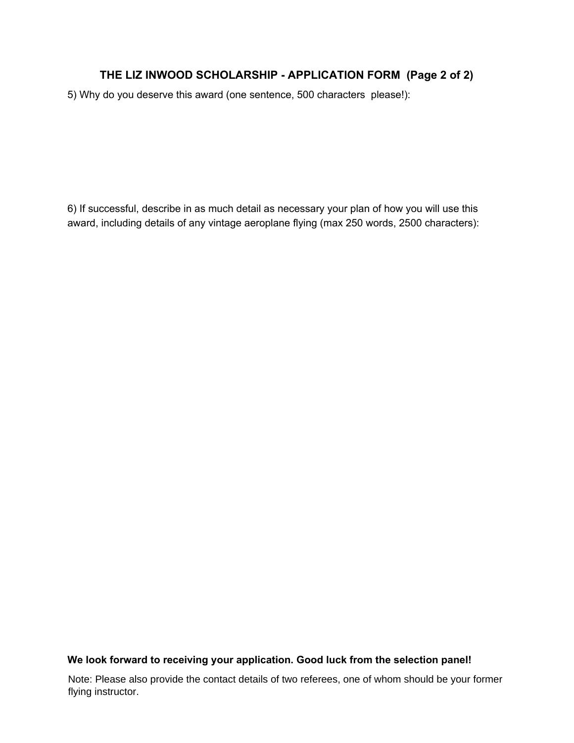## THE LIZ INWOOD SCHOLARSHIP - APPLICATION FORM (Page 2 of 2)

5) Why do you deserve this award (one sentence, 500 characters please!):

6) If successful, describe in as much detail as necessary your plan of how you will use this award, including details of any vintage aeroplane flying (max 250 words, 2500 characters):

**We look forward to receiving your application. Good luck from the selection panel!**

Note: Please also provide the contact details of two referees, one of whom should be your former flying instructor.